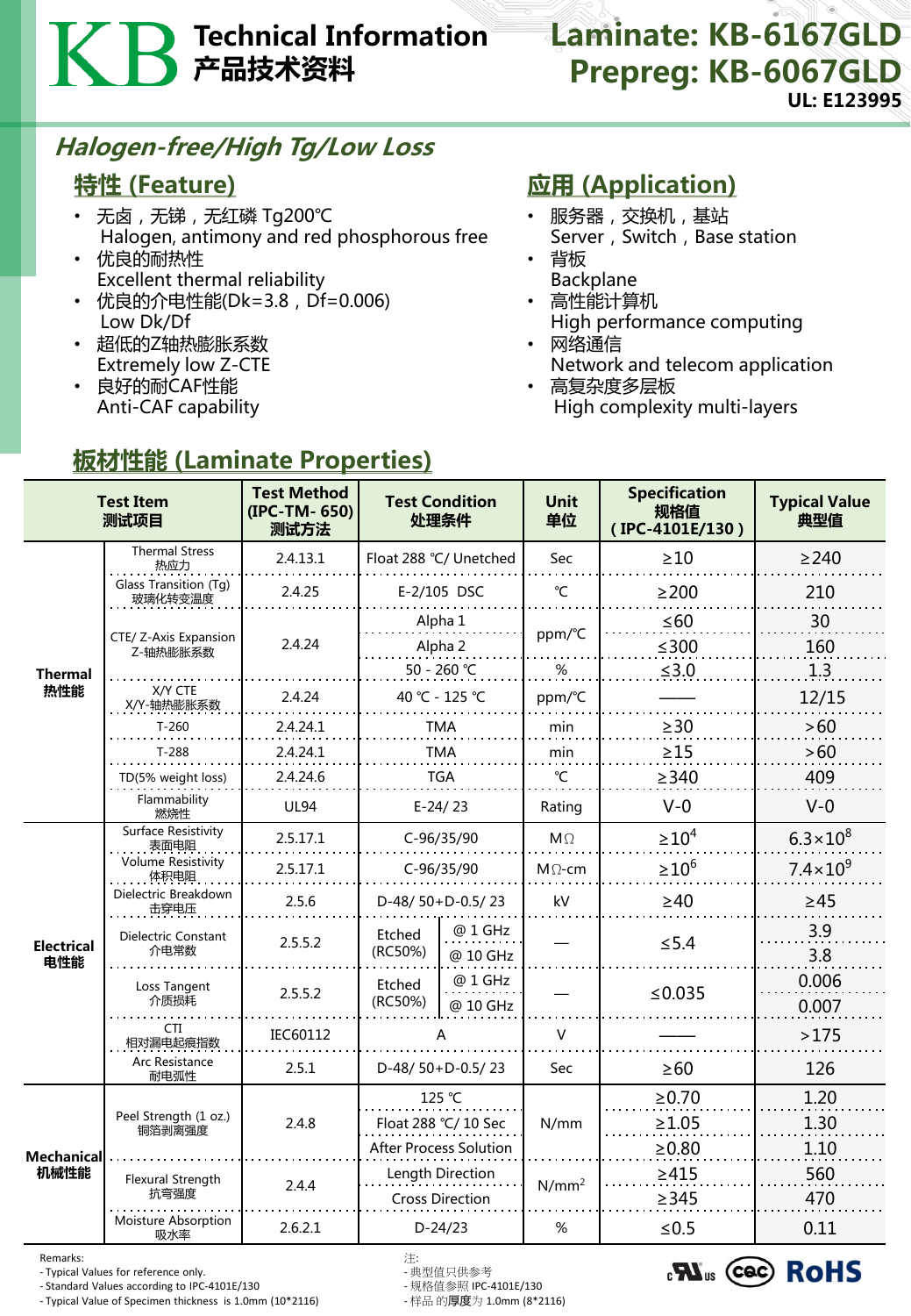# KB Technical Information 产品技术资料

**Laminate: KB-6167GLD**
**Prepreg: KB-6067GLD**
**UL: E123995**

## *Halogen-free/High Tg/Low Loss*

### 特性 (Feature)

- 无卤，无锑，无红磷 Tg200℃
  Halogen, antimony and red phosphorous free
- 优良的耐热性
  Excellent thermal reliability
- 优良的介电性能(Dk=3.8，Df=0.006)
  Low Dk/Df
- 超低的Z轴热膨胀系数
  Extremely low Z-CTE
- 良好的耐CAF性能
  Anti-CAF capability

### 应用 (Application)

- 服务器，交换机，基站
  Server，Switch，Base station
- 背板
  Backplane
- 高性能计算机
  High performance computing
- 网络通信
  Network and telecom application
- 高复杂度多层板
  High complexity multi-layers

### 板材性能 (Laminate Properties)

| Test Item 测试项目 | | Test Method (IPC-TM- 650) 测试方法 | Test Condition 处理条件 | | Unit 单位 | Specification 规格值 (IPC-4101E/130) | Typical Value 典型值 |
|---|---|---|---|---|---|---|---|
| Thermal 热性能 | Thermal Stress 热应力 | 2.4.13.1 | Float 288 ℃/ Unetched | | Sec | ≥10 | ≥240 |
| | Glass Transition (Tg) 玻璃化转变温度 | 2.4.25 | E-2/105 DSC | | ℃ | ≥200 | 210 |
| | CTE/ Z-Axis Expansion Z-轴热膨胀系数 | 2.4.24 | Alpha 1 | | ppm/℃ | ≤60 | 30 |
| | | | Alpha 2 | | ppm/℃ | ≤300 | 160 |
| | | | 50 - 260 ℃ | | % | ≤3.0 | 1.3 |
| | X/Y CTE X/Y-轴热膨胀系数 | 2.4.24 | 40 ℃ - 125 ℃ | | ppm/℃ | —— | 12/15 |
| | T-260 | 2.4.24.1 | TMA | | min | ≥30 | >60 |
| | T-288 | 2.4.24.1 | TMA | | min | ≥15 | >60 |
| | TD(5% weight loss) | 2.4.24.6 | TGA | | ℃ | ≥340 | 409 |
| | Flammability 燃烧性 | UL94 | E-24/ 23 | | Rating | V-0 | V-0 |
| Electrical 电性能 | Surface Resistivity 表面电阻 | 2.5.17.1 | C-96/35/90 | | MΩ | $\geq 10^4$ | $6.3\times10^8$ |
| | Volume Resistivity 体积电阻 | 2.5.17.1 | C-96/35/90 | | MΩ-cm | $\geq 10^6$ | $7.4\times10^9$ |
| | Dielectric Breakdown 击穿电压 | 2.5.6 | D-48/ 50+D-0.5/ 23 | | kV | ≥40 | ≥45 |
| | Dielectric Constant 介电常数 | 2.5.5.2 | Etched (RC50%) | @ 1 GHz | — | ≤5.4 | 3.9 |
| | | | | @ 10 GHz | | | 3.8 |
| | Loss Tangent 介质损耗 | 2.5.5.2 | Etched (RC50%) | @ 1 GHz | — | ≤0.035 | 0.006 |
| | | | | @ 10 GHz | | | 0.007 |
| | CTI 相对漏电起痕指数 | IEC60112 | A | | V | —— | >175 |
| | Arc Resistance 耐电弧性 | 2.5.1 | D-48/ 50+D-0.5/ 23 | | Sec | ≥60 | 126 |
| Mechanical 机械性能 | Peel Strength (1 oz.) 铜箔剥离强度 | 2.4.8 | 125 ℃ | | N/mm | ≥0.70 | 1.20 |
| | | | Float 288 ℃/ 10 Sec | | | ≥1.05 | 1.30 |
| | | | After Process Solution | | | ≥0.80 | 1.10 |
| | Flexural Strength 抗弯强度 | 2.4.4 | Length Direction | | $N/mm^2$ | ≥415 | 560 |
| | | | Cross Direction | | | ≥345 | 470 |
| | Moisture Absorption 吸水率 | 2.6.2.1 | D-24/23 | | % | ≤0.5 | 0.11 |

Remarks:
- Typical Values for reference only.
- Standard Values according to IPC-4101E/130
- Typical Value of Specimen thickness is 1.0mm (10*2116)

注:
- 典型值只供参考
- 规格值参照 IPC-4101E/130
- 样品的厚度为 1.0mm (8*2116)

RoHS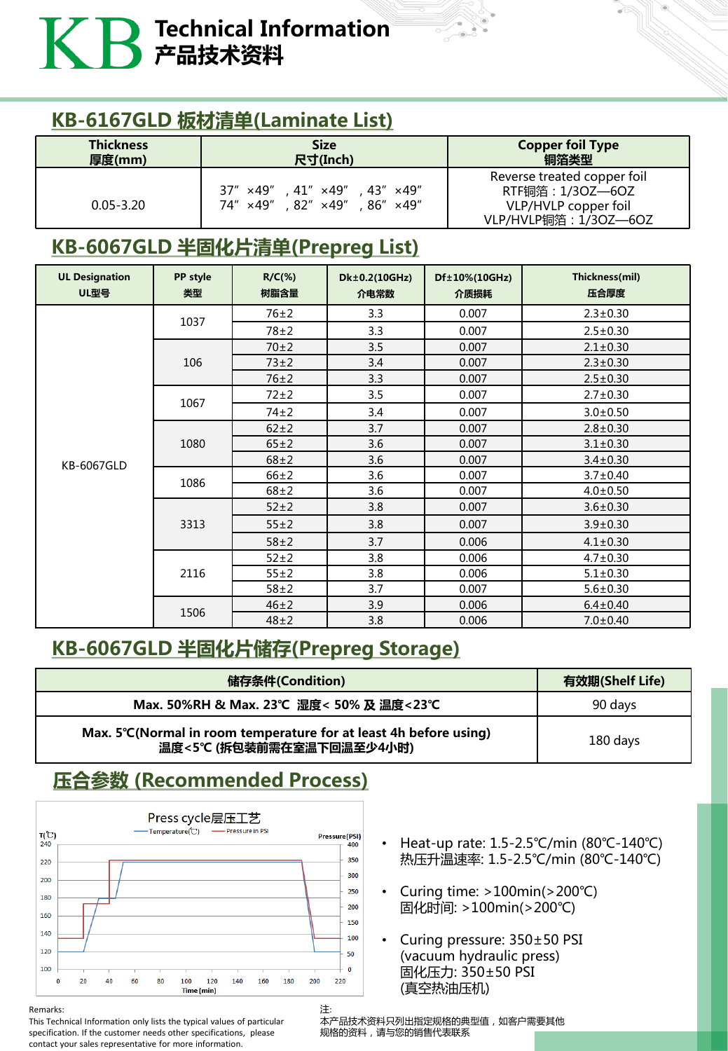# KB Technical Information 产品技术资料

## KB-6167GLD 板材清单(Laminate List)

| Thickness 厚度(mm) | Size 尺寸(Inch) | Copper foil Type 铜箔类型 |
|---|---|---|
| 0.05-3.20 | 37″ ×49″ ，41″ ×49″ ，43″ ×49″<br>74″ ×49″ ，82″ ×49″ ，86″ ×49″ | Reverse treated copper foil<br>RTF铜箔：1/3OZ—6OZ<br>VLP/HVLP copper foil<br>VLP/HVLP铜箔：1/3OZ—6OZ |

## KB-6067GLD 半固化片清单(Prepreg List)

| UL Designation UL型号 | PP style 类型 | R/C(%) 树脂含量 | Dk±0.2(10GHz) 介电常数 | Df±10%(10GHz) 介质损耗 | Thickness(mil) 压合厚度 |
|---|---|---|---|---|---|
| KB-6067GLD | 1037 | 76±2 | 3.3 | 0.007 | 2.3±0.30 |
| | | 78±2 | 3.3 | 0.007 | 2.5±0.30 |
| | 106 | 70±2 | 3.5 | 0.007 | 2.1±0.30 |
| | | 73±2 | 3.4 | 0.007 | 2.3±0.30 |
| | | 76±2 | 3.3 | 0.007 | 2.5±0.30 |
| | 1067 | 72±2 | 3.5 | 0.007 | 2.7±0.30 |
| | | 74±2 | 3.4 | 0.007 | 3.0±0.50 |
| | 1080 | 62±2 | 3.7 | 0.007 | 2.8±0.30 |
| | | 65±2 | 3.6 | 0.007 | 3.1±0.30 |
| | | 68±2 | 3.6 | 0.007 | 3.4±0.30 |
| | 1086 | 66±2 | 3.6 | 0.007 | 3.7±0.40 |
| | | 68±2 | 3.6 | 0.007 | 4.0±0.50 |
| | 3313 | 52±2 | 3.8 | 0.007 | 3.6±0.30 |
| | | 55±2 | 3.8 | 0.007 | 3.9±0.30 |
| | | 58±2 | 3.7 | 0.006 | 4.1±0.30 |
| | 2116 | 52±2 | 3.8 | 0.006 | 4.7±0.30 |
| | | 55±2 | 3.8 | 0.006 | 5.1±0.30 |
| | | 58±2 | 3.7 | 0.007 | 5.6±0.30 |
| | 1506 | 46±2 | 3.9 | 0.006 | 6.4±0.40 |
| | | 48±2 | 3.8 | 0.006 | 7.0±0.40 |

## KB-6067GLD 半固化片储存(Prepreg Storage)

| 储存条件(Condition) | 有效期(Shelf Life) |
|---|---|
| Max. 50%RH & Max. 23℃ 湿度< 50% 及 温度<23℃ | 90 days |
| Max. 5℃(Normal in room temperature for at least 4h before using)<br>温度<5℃ (拆包装前需在室温下回温至少4小时) | 180 days |

## 压合参数 (Recommended Process)

Press cycle层压工艺

Temperature(℃) Pressure in PSI

T(℃)

240 220 200 180 160 140 120 100

Pressure(PSI)

400 350 300 250 200 150 100 50 0

0 20 40 60 80 100 120 140 160 180 200 220

Time(min)

- Heat-up rate: 1.5-2.5℃/min (80℃-140℃)
  热压升温速率: 1.5-2.5℃/min (80℃-140℃)
- Curing time: >100min(>200℃)
  固化时间: >100min(>200℃)
- Curing pressure: 350±50 PSI
  (vacuum hydraulic press)
  固化压力: 350±50 PSI
  (真空热油压机)

Remarks:
This Technical Information only lists the typical values of particular specification. If the customer needs other specifications, please contact your sales representative for more information.

注:
本产品技术资料只列出指定规格的典型值，如客户需要其他规格的资料，请与您的销售代表联系